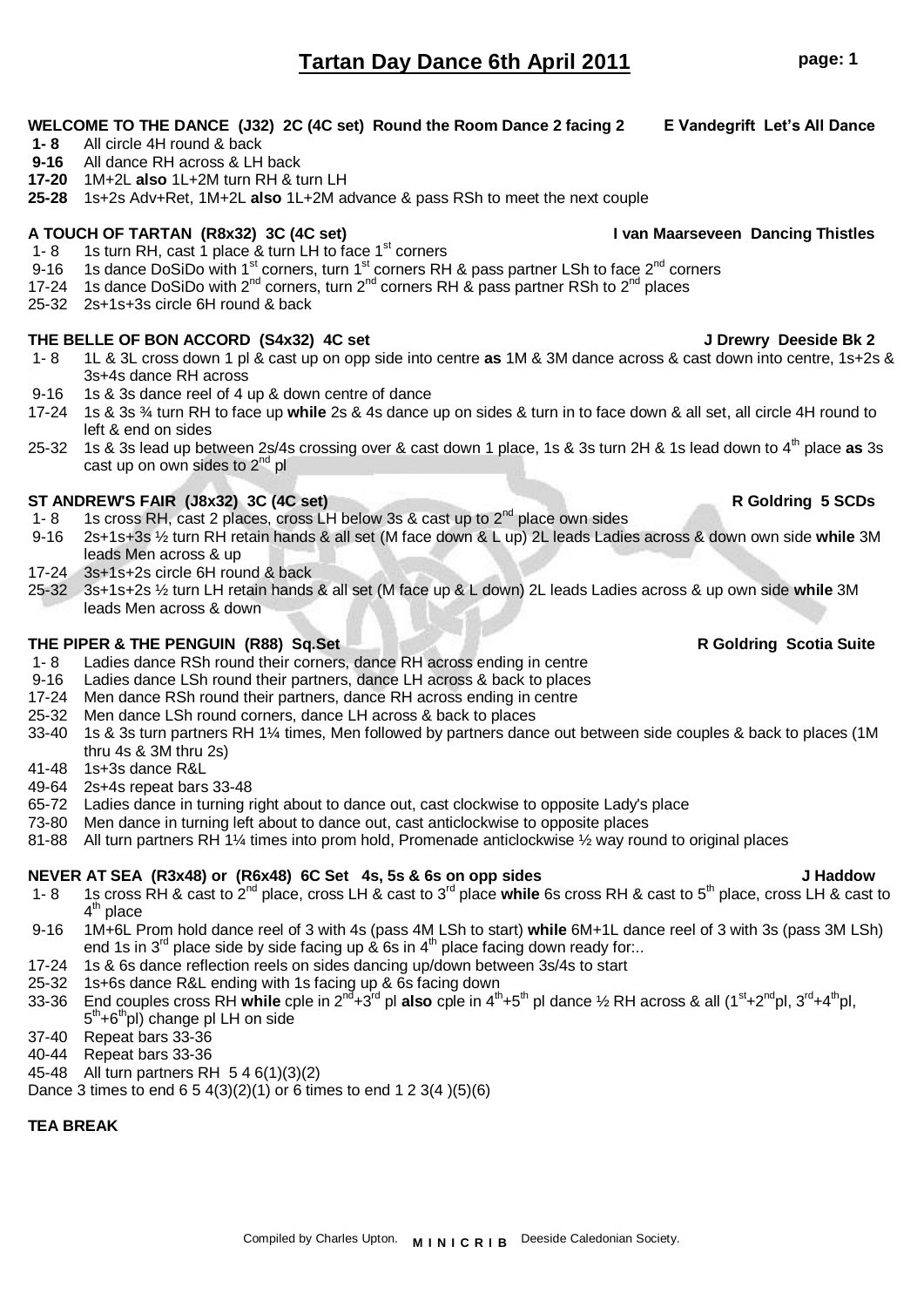# Tartan Day Dance 6th April 2011

**WELCOME TO THE DANCE (J32) 2C (4C set) Round the Room Dance 2 facing 2 E Vandegrift Let's All Dance**

**1- 8** All circle 4H round & back
**9-16** All dance RH across & LH back
**17-20** 1M+2L **also** 1L+2M turn RH & turn LH
**25-28** 1s+2s Adv+Ret, 1M+2L **also** 1L+2M advance & pass RSh to meet the next couple

**A TOUCH OF TARTAN (R8x32) 3C (4C set) I van Maarseveen Dancing Thistles**

1- 8 1s turn RH, cast 1 place & turn LH to face 1st corners
9-16 1s dance DoSiDo with 1st corners, turn 1st corners RH & pass partner LSh to face 2nd corners
17-24 1s dance DoSiDo with 2nd corners, turn 2nd corners RH & pass partner RSh to 2nd places
25-32 2s+1s+3s circle 6H round & back

**THE BELLE OF BON ACCORD (S4x32) 4C set J Drewry Deeside Bk 2**

1- 8 1L & 3L cross down 1 pl & cast up on opp side into centre **as** 1M & 3M dance across & cast down into centre, 1s+2s & 3s+4s dance RH across
9-16 1s & 3s dance reel of 4 up & down centre of dance
17-24 1s & 3s ¾ turn RH to face up **while** 2s & 4s dance up on sides & turn in to face down & all set, all circle 4H round to left & end on sides
25-32 1s & 3s lead up between 2s/4s crossing over & cast down 1 place, 1s & 3s turn 2H & 1s lead down to 4th place **as** 3s cast up on own sides to 2nd pl

**ST ANDREW'S FAIR (J8x32) 3C (4C set) R Goldring 5 SCDs**

1- 8 1s cross RH, cast 2 places, cross LH below 3s & cast up to 2nd place own sides
9-16 2s+1s+3s ½ turn RH retain hands & all set (M face down & L up) 2L leads Ladies across & down own side **while** 3M leads Men across & up
17-24 3s+1s+2s circle 6H round & back
25-32 3s+1s+2s ½ turn LH retain hands & all set (M face up & L down) 2L leads Ladies across & up own side **while** 3M leads Men across & down

**THE PIPER & THE PENGUIN (R88) Sq.Set R Goldring Scotia Suite**

1- 8 Ladies dance RSh round their corners, dance RH across ending in centre
9-16 Ladies dance LSh round their partners, dance LH across & back to places
17-24 Men dance RSh round their partners, dance RH across ending in centre
25-32 Men dance LSh round corners, dance LH across & back to places
33-40 1s & 3s turn partners RH 1¼ times, Men followed by partners dance out between side couples & back to places (1M thru 4s & 3M thru 2s)
41-48 1s+3s dance R&L
49-64 2s+4s repeat bars 33-48
65-72 Ladies dance in turning right about to dance out, cast clockwise to opposite Lady's place
73-80 Men dance in turning left about to dance out, cast anticlockwise to opposite places
81-88 All turn partners RH 1¼ times into prom hold, Promenade anticlockwise ½ way round to original places

**NEVER AT SEA (R3x48) or (R6x48) 6C Set 4s, 5s & 6s on opp sides J Haddow**

1- 8 1s cross RH & cast to 2nd place, cross LH & cast to 3rd place **while** 6s cross RH & cast to 5th place, cross LH & cast to 4th place
9-16 1M+6L Prom hold dance reel of 3 with 4s (pass 4M LSh to start) **while** 6M+1L dance reel of 3 with 3s (pass 3M LSh) end 1s in 3rd place side by side facing up & 6s in 4th place facing down ready for:..
17-24 1s & 6s dance reflection reels on sides dancing up/down between 3s/4s to start
25-32 1s+6s dance R&L ending with 1s facing up & 6s facing down
33-36 End couples cross RH **while** cple in 2nd+3rd pl **also** cple in 4th+5th pl dance ½ RH across & all (1st+2ndpl, 3rd+4thpl, 5th+6thpl) change pl LH on side
37-40 Repeat bars 33-36
40-44 Repeat bars 33-36
45-48 All turn partners RH 5 4 6(1)(3)(2)

Dance 3 times to end 6 5 4(3)(2)(1) or 6 times to end 1 2 3(4 )(5)(6)

**TEA BREAK**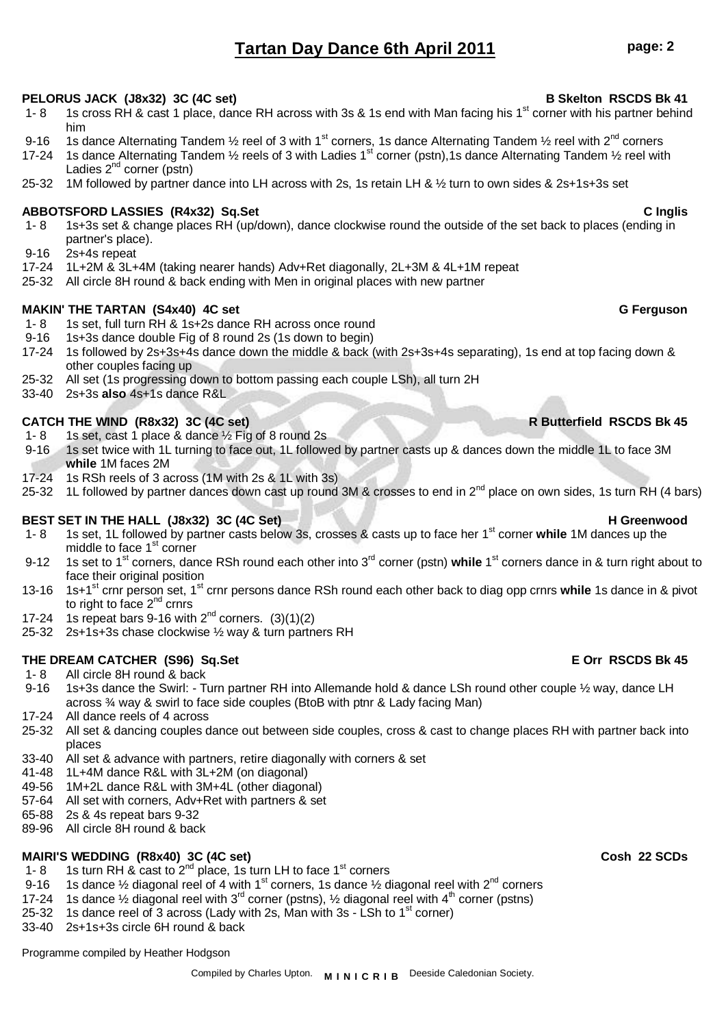# Tartan Day Dance 6th April 2011

**PELORUS JACK (J8x32) 3C (4C set)** **B Skelton RSCDS Bk 41**

- 1- 8 1s cross RH & cast 1 place, dance RH across with 3s & 1s end with Man facing his 1st corner with his partner behind him
- 9-16 1s dance Alternating Tandem ½ reel of 3 with 1st corners, 1s dance Alternating Tandem ½ reel with 2nd corners
- 17-24 1s dance Alternating Tandem ½ reels of 3 with Ladies 1st corner (pstn),1s dance Alternating Tandem ½ reel with Ladies 2nd corner (pstn)
- 25-32 1M followed by partner dance into LH across with 2s, 1s retain LH & ½ turn to own sides & 2s+1s+3s set

**ABBOTSFORD LASSIES (R4x32) Sq.Set** **C Inglis**

- 1- 8 1s+3s set & change places RH (up/down), dance clockwise round the outside of the set back to places (ending in partner's place).
- 9-16 2s+4s repeat
- 17-24 1L+2M & 3L+4M (taking nearer hands) Adv+Ret diagonally, 2L+3M & 4L+1M repeat
- 25-32 All circle 8H round & back ending with Men in original places with new partner

**MAKIN' THE TARTAN (S4x40) 4C set** **G Ferguson**

- 1- 8 1s set, full turn RH & 1s+2s dance RH across once round
- 9-16 1s+3s dance double Fig of 8 round 2s (1s down to begin)
- 17-24 1s followed by 2s+3s+4s dance down the middle & back (with 2s+3s+4s separating), 1s end at top facing down & other couples facing up
- 25-32 All set (1s progressing down to bottom passing each couple LSh), all turn 2H
- 33-40 2s+3s **also** 4s+1s dance R&L

**CATCH THE WIND (R8x32) 3C (4C set)** **R Butterfield RSCDS Bk 45**

- 1- 8 1s set, cast 1 place & dance ½ Fig of 8 round 2s
- 9-16 1s set twice with 1L turning to face out, 1L followed by partner casts up & dances down the middle 1L to face 3M **while** 1M faces 2M
- 17-24 1s RSh reels of 3 across (1M with 2s & 1L with 3s)
- 25-32 1L followed by partner dances down cast up round 3M & crosses to end in 2nd place on own sides, 1s turn RH (4 bars)

**BEST SET IN THE HALL (J8x32) 3C (4C Set)** **H Greenwood**

- 1- 8 1s set, 1L followed by partner casts below 3s, crosses & casts up to face her 1st corner **while** 1M dances up the middle to face 1st corner
- 9-12 1s set to 1st corners, dance RSh round each other into 3rd corner (pstn) **while** 1st corners dance in & turn right about to face their original position
- 13-16 1s+1st crnr person set, 1st crnr persons dance RSh round each other back to diag opp crnrs **while** 1s dance in & pivot to right to face 2nd crnrs
- 17-24 1s repeat bars 9-16 with 2nd corners. (3)(1)(2)
- 25-32 2s+1s+3s chase clockwise ½ way & turn partners RH

**THE DREAM CATCHER (S96) Sq.Set** **E Orr RSCDS Bk 45**

- 1- 8 All circle 8H round & back
- 9-16 1s+3s dance the Swirl: - Turn partner RH into Allemande hold & dance LSh round other couple ½ way, dance LH across ¾ way & swirl to face side couples (BtoB with ptnr & Lady facing Man)
- 17-24 All dance reels of 4 across
- 25-32 All set & dancing couples dance out between side couples, cross & cast to change places RH with partner back into places
- 33-40 All set & advance with partners, retire diagonally with corners & set
- 41-48 1L+4M dance R&L with 3L+2M (on diagonal)
- 49-56 1M+2L dance R&L with 3M+4L (other diagonal)
- 57-64 All set with corners, Adv+Ret with partners & set
- 65-88 2s & 4s repeat bars 9-32
- 89-96 All circle 8H round & back

**MAIRI'S WEDDING (R8x40) 3C (4C set)** **Cosh 22 SCDs**

- 1- 8 1s turn RH & cast to 2nd place, 1s turn LH to face 1st corners
- 9-16 1s dance ½ diagonal reel of 4 with 1st corners, 1s dance ½ diagonal reel with 2nd corners
- 17-24 1s dance ½ diagonal reel with 3rd corner (pstns), ½ diagonal reel with 4th corner (pstns)
- 25-32 1s dance reel of 3 across (Lady with 2s, Man with 3s - LSh to 1st corner)
- 33-40 2s+1s+3s circle 6H round & back

Programme compiled by Heather Hodgson

Compiled by Charles Upton. MINICRIB Deeside Caledonian Society.